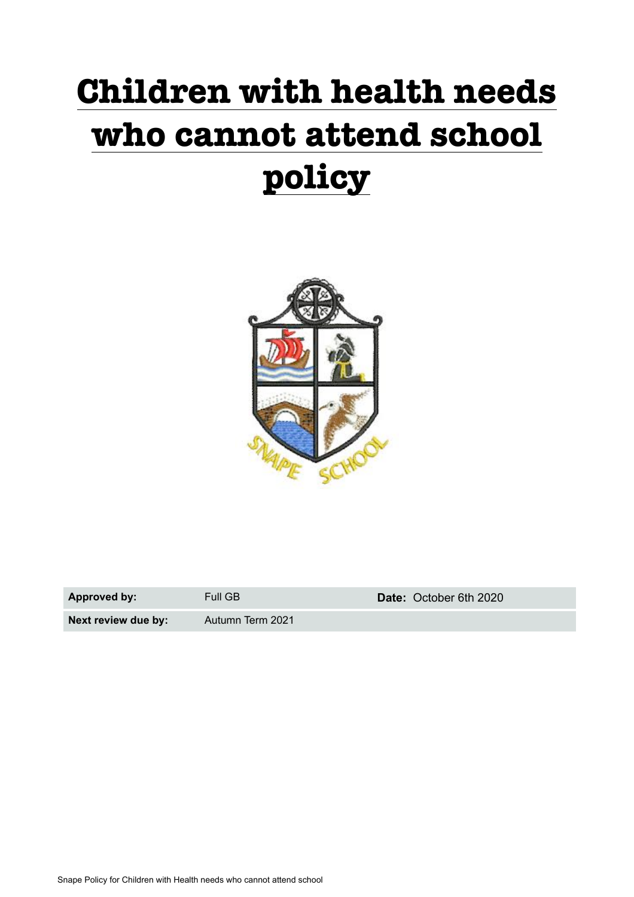# Children with health needs who cannot attend school policy

| Approved by: | Full GB | Date: October 6th 2020 |
|---|---|---|
| Next review due by: | Autumn Term 2021 | |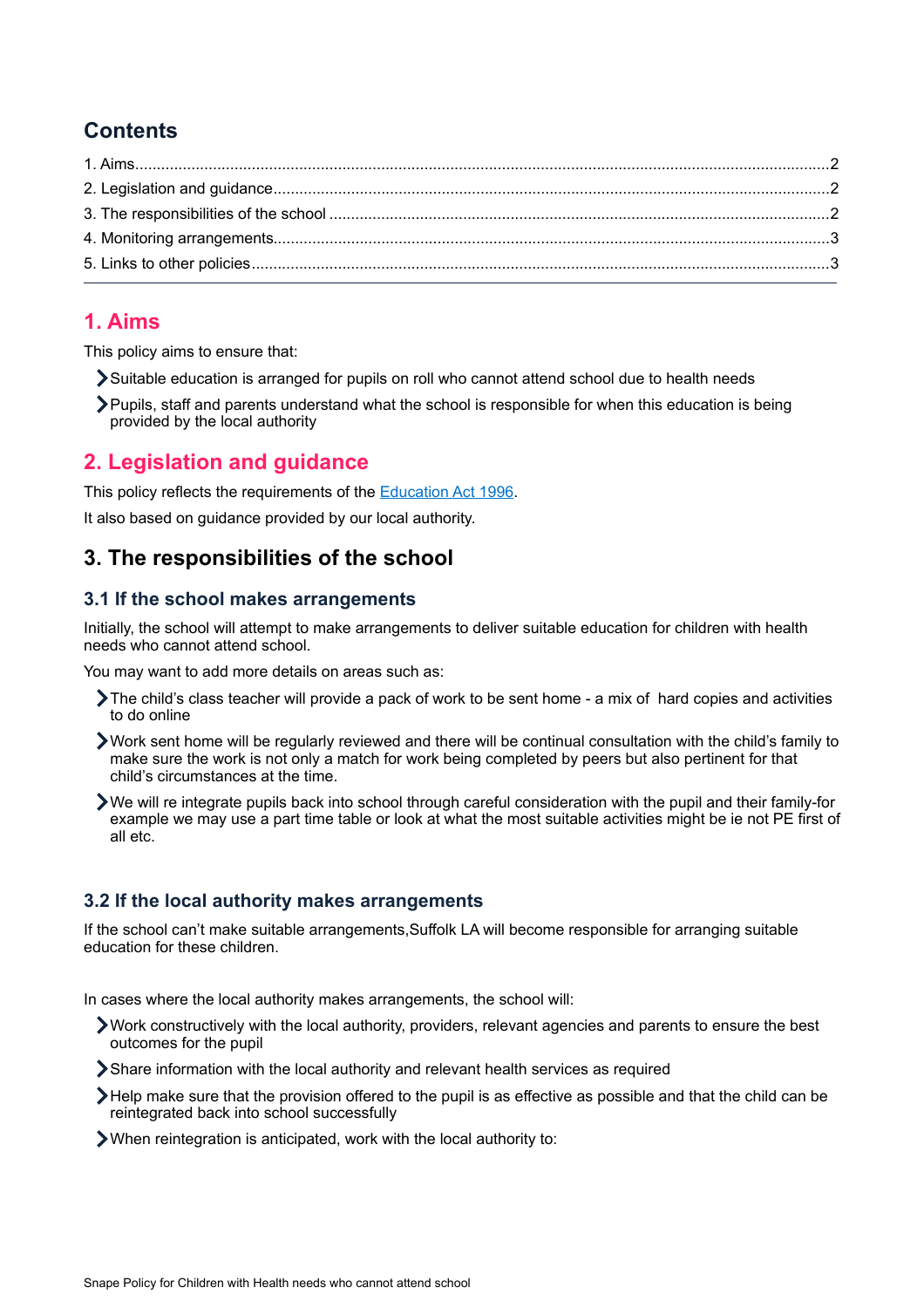## Contents

1. Aims..........2
2. Legislation and guidance..........2
3. The responsibilities of the school..........2
4. Monitoring arrangements..........3
5. Links to other policies..........3

---

## 1. Aims

This policy aims to ensure that:

- Suitable education is arranged for pupils on roll who cannot attend school due to health needs
- Pupils, staff and parents understand what the school is responsible for when this education is being provided by the local authority

## 2. Legislation and guidance

This policy reflects the requirements of the Education Act 1996.

It also based on guidance provided by our local authority.

## 3. The responsibilities of the school

### 3.1 If the school makes arrangements

Initially, the school will attempt to make arrangements to deliver suitable education for children with health needs who cannot attend school.

You may want to add more details on areas such as:

- The child's class teacher will provide a pack of work to be sent home - a mix of hard copies and activities to do online
- Work sent home will be regularly reviewed and there will be continual consultation with the child's family to make sure the work is not only a match for work being completed by peers but also pertinent for that child's circumstances at the time.
- We will re integrate pupils back into school through careful consideration with the pupil and their family-for example we may use a part time table or look at what the most suitable activities might be ie not PE first of all etc.

### 3.2 If the local authority makes arrangements

If the school can't make suitable arrangements,Suffolk LA will become responsible for arranging suitable education for these children.

In cases where the local authority makes arrangements, the school will:

- Work constructively with the local authority, providers, relevant agencies and parents to ensure the best outcomes for the pupil
- Share information with the local authority and relevant health services as required
- Help make sure that the provision offered to the pupil is as effective as possible and that the child can be reintegrated back into school successfully
- When reintegration is anticipated, work with the local authority to: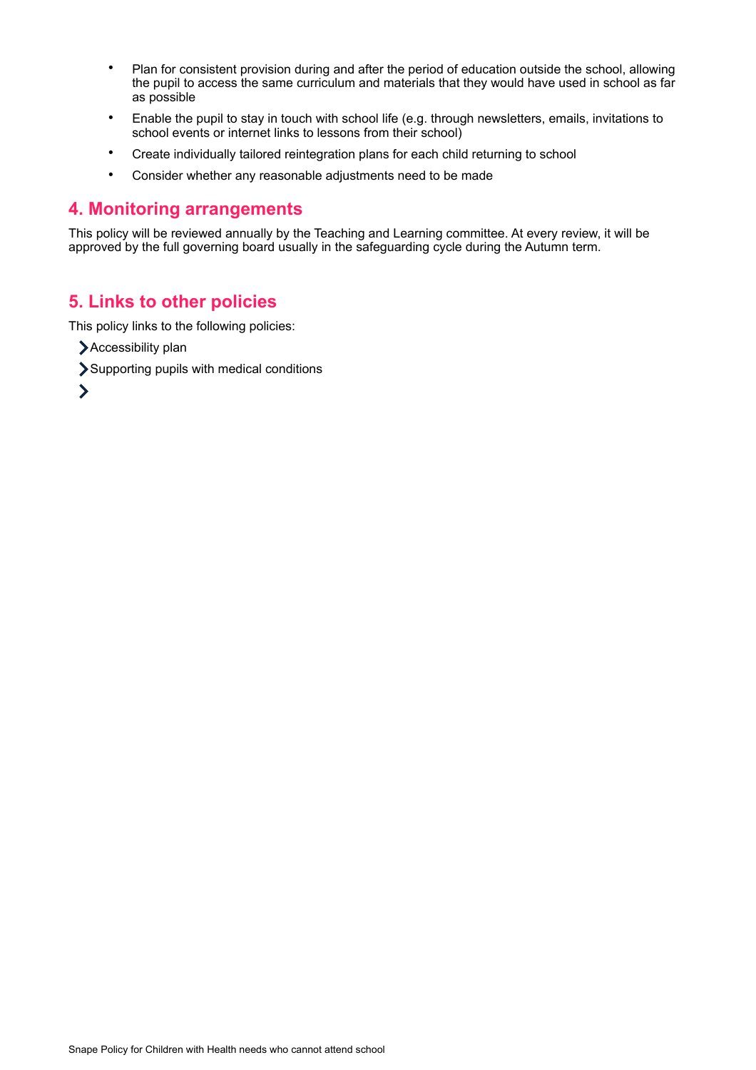- Plan for consistent provision during and after the period of education outside the school, allowing the pupil to access the same curriculum and materials that they would have used in school as far as possible
- Enable the pupil to stay in touch with school life (e.g. through newsletters, emails, invitations to school events or internet links to lessons from their school)
- Create individually tailored reintegration plans for each child returning to school
- Consider whether any reasonable adjustments need to be made

## 4. Monitoring arrangements

This policy will be reviewed annually by the Teaching and Learning committee. At every review, it will be approved by the full governing board usually in the safeguarding cycle during the Autumn term.

## 5. Links to other policies

This policy links to the following policies:

- Accessibility plan
- Supporting pupils with medical conditions